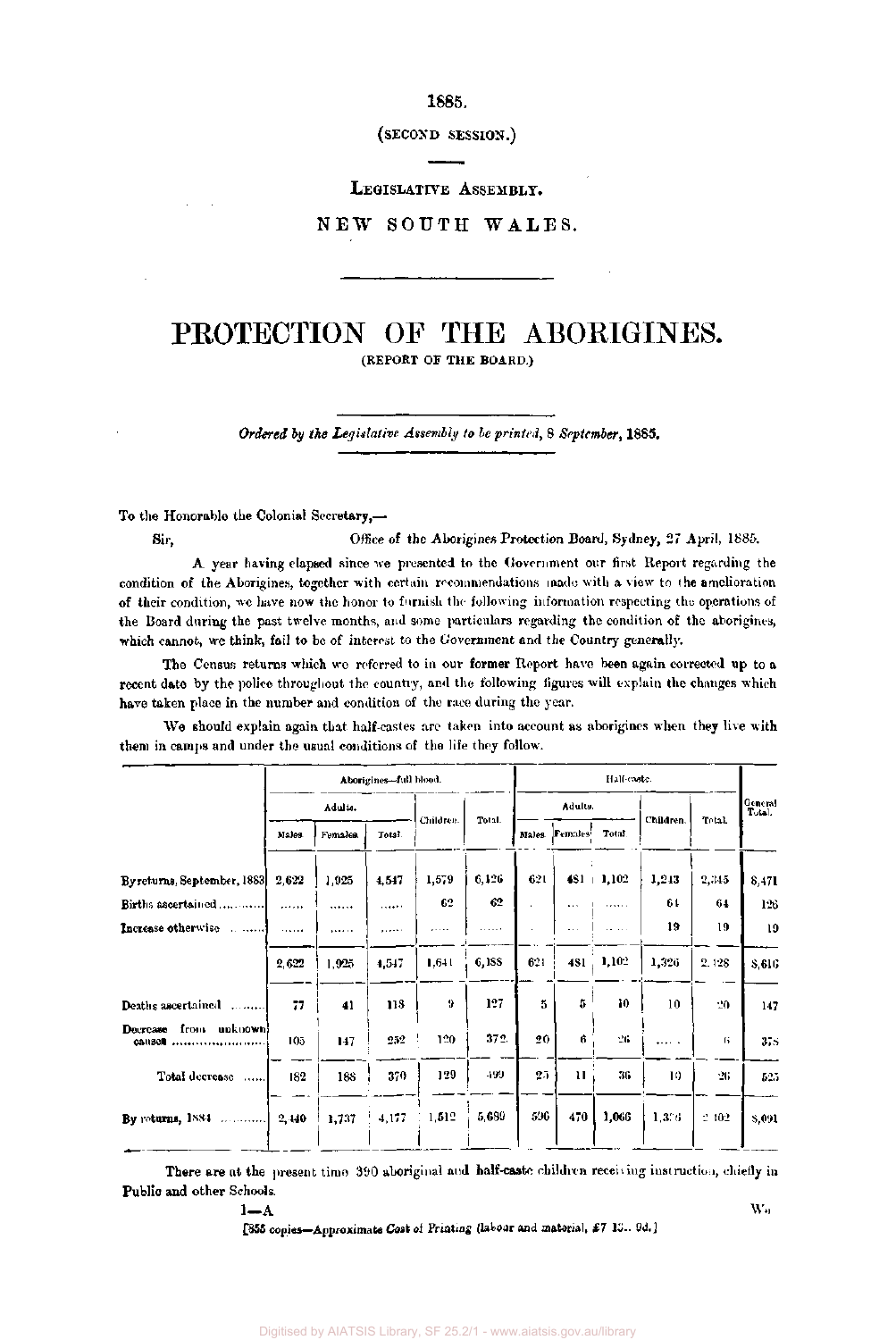1885.

(SECOND SESSION.)

LEGISLATIVE ASSEMBLY.

NEW SOUTH WALES.

# PROTECTION OF THE ABORIGINES.

(REPORT OF THE BOARD.)

*Ordered by the Legislative Assembly to be printed, 8 September, 1885.*

To the Honorable the Colonial Secretary,—

Sir, Office of the Aborigines Protection Board, Sydney, 27 April, 1885.

A year having elapsed since we presented to the Government our first Report regarding the condition of the Aborigines, together with certain recommendations made with a view to the amelioration of their condition, we have now the honor to furnish the following information respecting the operations of the Board during the past twelve months, and some particulars regarding the condition of the aborigines, which cannot, we think, fail to be of interest to the Government and the Country generally.

The Census returns which we referred to in our former Report have been again corrected up to a recent date by the police throughout the country, and the following figures will explain the changes which have taken place in the number and condition of the race during the year.

We should explain again that half-castes are taken into account as aborigines when they live with them in camps and under the usual conditions of the life they follow.

| | Aborigines—full blood. | | | | | Half-caste. | | | | | General Total. |
|---|---|---|---|---|---|---|---|---|---|---|---|
| | Adults. | | | Children. | Total. | Adults. | | | Children. | Total. | |
| | Males. | Females. | Total. | | | Males. | Females. | Total. | | | |
| By returns, September, 1883 | 2,622 | 1,925 | 4,547 | 1,579 | 6,126 | 621 | 481 | 1,102 | 1,243 | 2,345 | 8,471 |
| Births ascertained | ...... | ...... | ...... | 62 | 62 | ... | ... | ...... | 64 | 64 | 126 |
| Increase otherwise | ...... | ...... | ...... | ...... | ...... | ... | ... | ...... | 19 | 19 | 19 |
| | 2,622 | 1,925 | 4,547 | 1,641 | 6,188 | 621 | 481 | 1,102 | 1,326 | 2,428 | 8,616 |
| Deaths ascertained | 77 | 41 | 118 | 9 | 127 | 5 | 5 | 10 | 10 | 20 | 147 |
| Decrease from unknown causes | 105 | 147 | 252 | 120 | 372 | 20 | 6 | 26 | ...... | 6 | 378 |
| Total decrease | 182 | 188 | 370 | 129 | 499 | 25 | 11 | 36 | 10 | 26 | 525 |
| By returns, 1884 | 2,440 | 1,737 | 4,177 | 1,512 | 5,689 | 596 | 470 | 1,066 | 1,336 | 2,402 | 8,091 |

There are at the present time 390 aboriginal and half-caste children receiving instruction, chiefly in Public and other Schools.

1—A

[855 copies—Approximate Cost of Printing (labour and material), £7 12s. 0d.]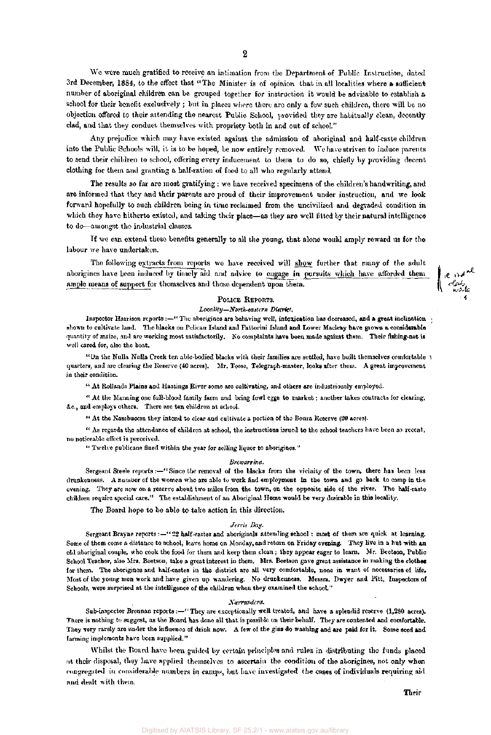We were much gratified to receive an intimation from the Department of Public Instruction, dated 3rd December, 1884, to the effect that "The Minister is of opinion that in all localities where a sufficient number of aboriginal children can be grouped together for instruction it would be advisable to establish a school for their benefit exclusively; but in places where there are only a few such children, there will be no objection offered to their attending the nearest Public School, provided they are habitually clean, decently clad, and that they conduct themselves with propriety both in and out of school."

Any prejudice which may have existed against the admission of aboriginal and half-caste children into the Public Schools will, it is to be hoped, be now entirely removed. We have striven to induce parents to send their children to school, offering every inducement to them to do so, chiefly by providing decent clothing for them and granting a half-ration of food to all who regularly attend.

The results so far are most gratifying: we have received specimens of the children's handwriting, and are informed that they and their parents are proud of their improvement under instruction, and we look forward hopefully to such children being in time reclaimed from the uncivilized and degraded condition in which they have hitherto existed, and taking their place—as they are well fitted by their natural intelligence to do—amongst the industrial classes.

If we can extend these benefits generally to all the young, that alone would amply reward us for the labour we have undertaken.

The following extracts from reports we have received will show further that many of the adult aborigines have been induced by timely aid and advice to engage in pursuits which have afforded them ample means of support for themselves and those dependent upon them.

## POLICE REPORTS.

*Locality—North-eastern District.*

Inspector Harrison reports:—"The aborigines are behaving well, intoxication has decreased, and a great inclination shown to cultivate land. The blacks on Pelican Island and Fattorini Island and Lower Macleay have grown a considerable quantity of maize, and are working most satisfactorily. No complaints have been made against them. Their fishing-net is well cared for, also the boat.

"On the Nulla Nulla Creek ten able-bodied blacks with their families are settled, have built themselves comfortable quarters, and are clearing the Reserve (40 acres). Mr. Toose, Telegraph-master, looks after them. A great improvement in their condition.

"At Rollands Plains and Hastings River some are cultivating, and others are industriously employed.

"At the Manning one full-blood family farm and bring fowl eggs to market; another takes contracts for clearing, &c., and employs others. There are ten children at school.

"At the Nambuccra they intend to clear and cultivate a portion of the Boura Reserve (20 acres).

"As regards the attendance of children at school, the instructions issued to the school teachers have been so recent, no noticeable effect is perceived.

"Twelve publicans fined within the year for selling liquor to aborigines."

*Brewarrina.*

Sergeant Steele reports:—"Since the removal of the blacks from the vicinity of the town, there has been less drunkenness. A number of the women who are able to work find employment in the town and go back to camp in the evening. They are now on a reserve about two miles from the town, on the opposite side of the river. The half-caste children require special care." The establishment of an Aboriginal Home would be very desirable in this locality.

The Board hope to be able to take action in this direction.

*Jervis Bay.*

Sergeant Brayne reports:—"22 half-castes and aboriginals attending school: most of them are quick at learning. Some of them come a distance to school, leave home on Monday, and return on Friday evening. They live in a hut with an old aboriginal couple, who cook the food for them and keep them clean; they appear eager to learn. Mr. Beetson, Public School Teacher, also Mrs. Beetson, take a great interest in them. Mrs. Beetson gave great assistance in making the clothes for them. The aborigines and half-castes in the district are all very comfortable, none in want of necessaries of life. Most of the young men work and have given up wandering. No drunkenness. Messrs. Dwyer and Pitt, Inspectors of Schools, were surprised at the intelligence of the children when they examined the school."

*Narrandera.*

Sub-inspector Brennan reports:—"They are exceptionally well treated, and have a splendid reserve (1,280 acres). There is nothing to suggest, as the Board has done all that is possible on their behalf. They are contented and comfortable. They very rarely are under the influence of drink now. A few of the gins do washing and are paid for it. Some seed and farming implements have been supplied."

Whilst the Board have been guided by certain principles and rules in distributing the funds placed at their disposal, they have applied themselves to ascertain the condition of the aborigines, not only when congregated in considerable numbers in camps, but have investigated the cases of individuals requiring aid and dealt with them.

Their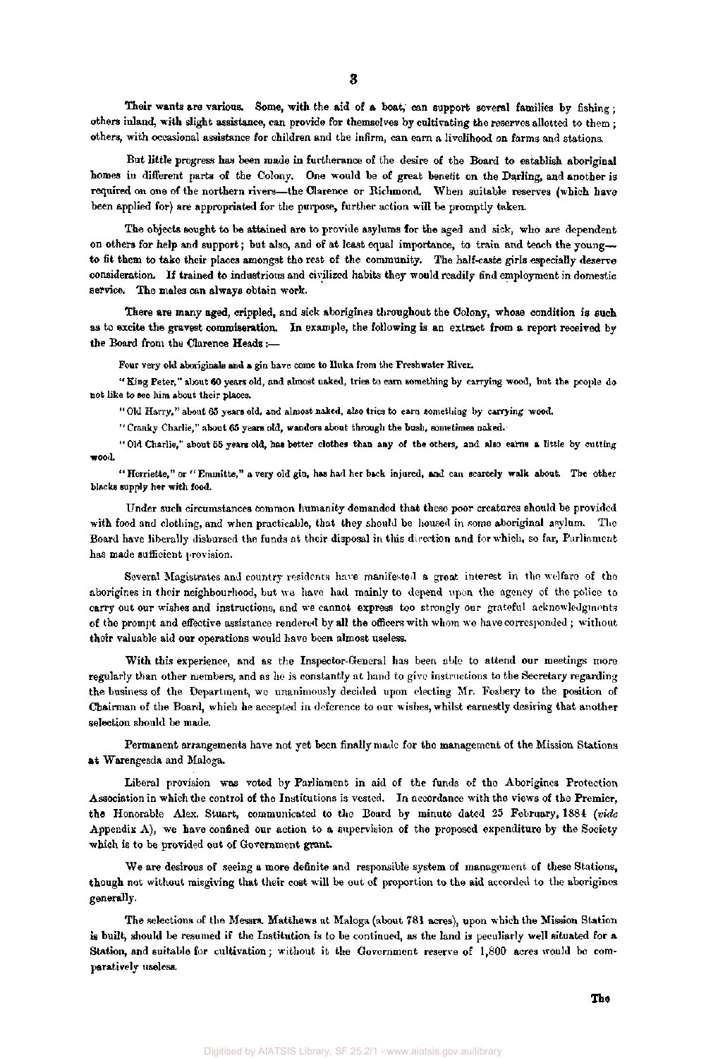Their wants are various. Some, with the aid of a boat, can support several families by fishing; others inland, with slight assistance, can provide for themselves by cultivating the reserves allotted to them; others, with occasional assistance for children and the infirm, can earn a livelihood on farms and stations.

But little progress has been made in furtherance of the desire of the Board to establish aboriginal homes in different parts of the Colony. One would be of great benefit on the Darling, and another is required on one of the northern rivers—the Clarence or Richmond. When suitable reserves (which have been applied for) are appropriated for the purpose, further action will be promptly taken.

The objects sought to be attained are to provide asylums for the aged and sick, who are dependent on others for help and support; but also, and of at least equal importance, to train and teach the young—to fit them to take their places amongst the rest of the community. The half-caste girls especially deserve consideration. If trained to industrious and civilized habits they would readily find employment in domestic service. The males can always obtain work.

There are many aged, crippled, and sick aborigines throughout the Colony, whose condition is such as to excite the gravest commiseration. In example, the following is an extract from a report received by the Board from the Clarence Heads:—

> Four very old aboriginals and a gin have come to Iluka from the Freshwater River.
>
> "King Peter," about 60 years old, and almost naked, tries to earn something by carrying wood, but the people do not like to see him about their places.
>
> "Old Harry," about 65 years old, and almost naked, also tries to earn something by carrying wood.
>
> "Cranky Charlie," about 65 years old, wanders about through the bush, sometimes naked.
>
> "Old Charlie," about 55 years old, has better clothes than any of the others, and also earns a little by cutting wood.
>
> "Herriette," or "Emmitte," a very old gin, has had her back injured, and can scarcely walk about. The other blacks supply her with food.

Under such circumstances common humanity demanded that these poor creatures should be provided with food and clothing, and when practicable, that they should be housed in some aboriginal asylum. The Board have liberally disbursed the funds at their disposal in this direction and for which, so far, Parliament has made sufficient provision.

Several Magistrates and country residents have manifested a great interest in the welfare of the aborigines in their neighbourhood, but we have had mainly to depend upon the agency of the police to carry out our wishes and instructions, and we cannot express too strongly our grateful acknowledgments of the prompt and effective assistance rendered by all the officers with whom we have corresponded; without their valuable aid our operations would have been almost useless.

With this experience, and as the Inspector-General has been able to attend our meetings more regularly than other members, and as he is constantly at hand to give instructions to the Secretary regarding the business of the Department, we unanimously decided upon electing Mr. Fosbery to the position of Chairman of the Board, which he accepted in deference to our wishes, whilst earnestly desiring that another selection should be made.

Permanent arrangements have not yet been finally made for the management of the Mission Stations at Warengesda and Maloga.

Liberal provision was voted by Parliament in aid of the funds of the Aborigines Protection Association in which the control of the Institutions is vested. In accordance with the views of the Premier, the Honorable Alex. Stuart, communicated to the Board by minute dated 25 February, 1884 (*vide* Appendix A), we have confined our action to a supervision of the proposed expenditure by the Society which is to be provided out of Government grant.

We are desirous of seeing a more definite and responsible system of management of these Stations, though not without misgiving that their cost will be out of proportion to the aid accorded to the aborigines generally.

The selections of the Messrs. Matthews at Maloga (about 781 acres), upon which the Mission Station is built, should be resumed if the Institution is to be continued, as the land is peculiarly well situated for a Station, and suitable for cultivation; without it the Government reserve of 1,800 acres would be comparatively useless.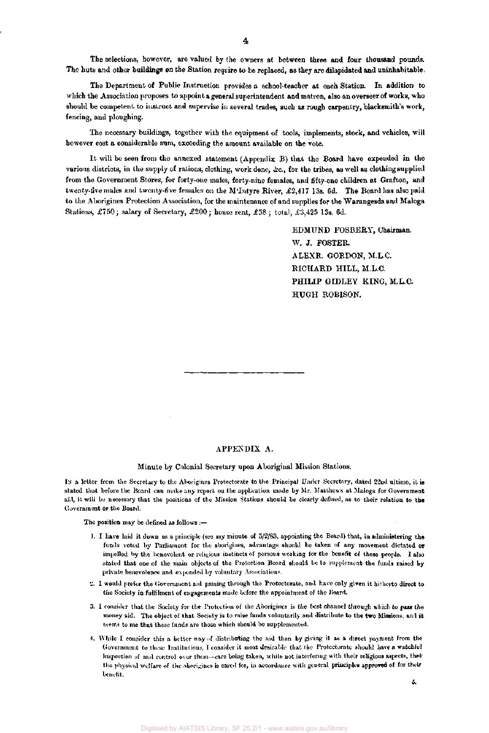The selections, however, are valued by the owners at between three and four thousand pounds. The huts and other buildings on the Station require to be replaced, as they are dilapidated and uninhabitable.

The Department of Public Instruction provides a school-teacher at each Station. In addition to which the Association proposes to appoint a general superintendent and matron, also an overseer of works, who should be competent to instruct and supervise in several trades, such as rough carpentry, blacksmith's work, fencing, and ploughing.

The necessary buildings, together with the equipment of tools, implements, stock, and vehicles, will however cost a considerable sum, exceeding the amount available on the vote.

It will be seen from the annexed statement (Appendix B) that the Board have expended in the various districts, in the supply of rations, clothing, work done, &c., for the tribes, as well as clothing supplied from the Government Stores, for forty-one males, forty-nine females, and fifty-one children at Grafton, and twenty-five males and twenty-five females on the M'Intyre River, £2,417 13s. 6d. The Board has also paid to the Aborigines Protection Association, for the maintenance of and supplies for the Warangesda and Maloga Stations, £750; salary of Secretary, £200; house rent, £58; total, £3,425 13s. 6d.

EDMUND FOSBERY, Chairman.
W. J. FOSTER.
ALEXR. GORDON, M.L.C.
RICHARD HILL, M.L.C.
PHILIP GIDLEY KING, M.L.C.
HUGH ROBISON.

---

## APPENDIX A.

### Minute by Colonial Secretary upon Aboriginal Mission Stations.

In a letter from the Secretary to the Aborigines Protectorate to the Principal Under Secretary, dated 22nd ultimo, it is stated that before the Board can make any report on the application made by Mr. Matthews at Maloga for Government aid, it will be necessary that the positions of the Mission Stations should be clearly defined, as to their relation to the Government or the Board.

The position may be defined as follows:—

1. I have laid it down as a principle (see my minute of 5/2/83, appointing the Board) that, in administering the funds voted by Parliament for the aborigines, advantage should be taken of any movement dictated or impelled by the benevolent or religious instincts of persons working for the benefit of these people. I also stated that one of the main objects of the Protection Board should be to supplement the funds raised by private benevolence and expended by voluntary Associations.

2. I would prefer the Government aid passing through the Protectorate, and have only given it hitherto direct to the Society in fulfilment of engagements made before the appointment of the Board.

3. I consider that the Society for the Protection of the Aborigines is the best channel through which to pass the money aid. The object of that Society is to raise funds voluntarily and distribute to the two Missions, and it seems to me that these funds are those which should be supplemented.

4. While I consider this a better way of distributing the aid than by giving it as a direct payment from the Government to these Institutions, I consider it most desirable that the Protectorate should have a watchful inspection of and control over them—care being taken, while not interfering with their religious aspects, that the physical welfare of the aborigines is cared for, in accordance with general principles approved of for their benefit.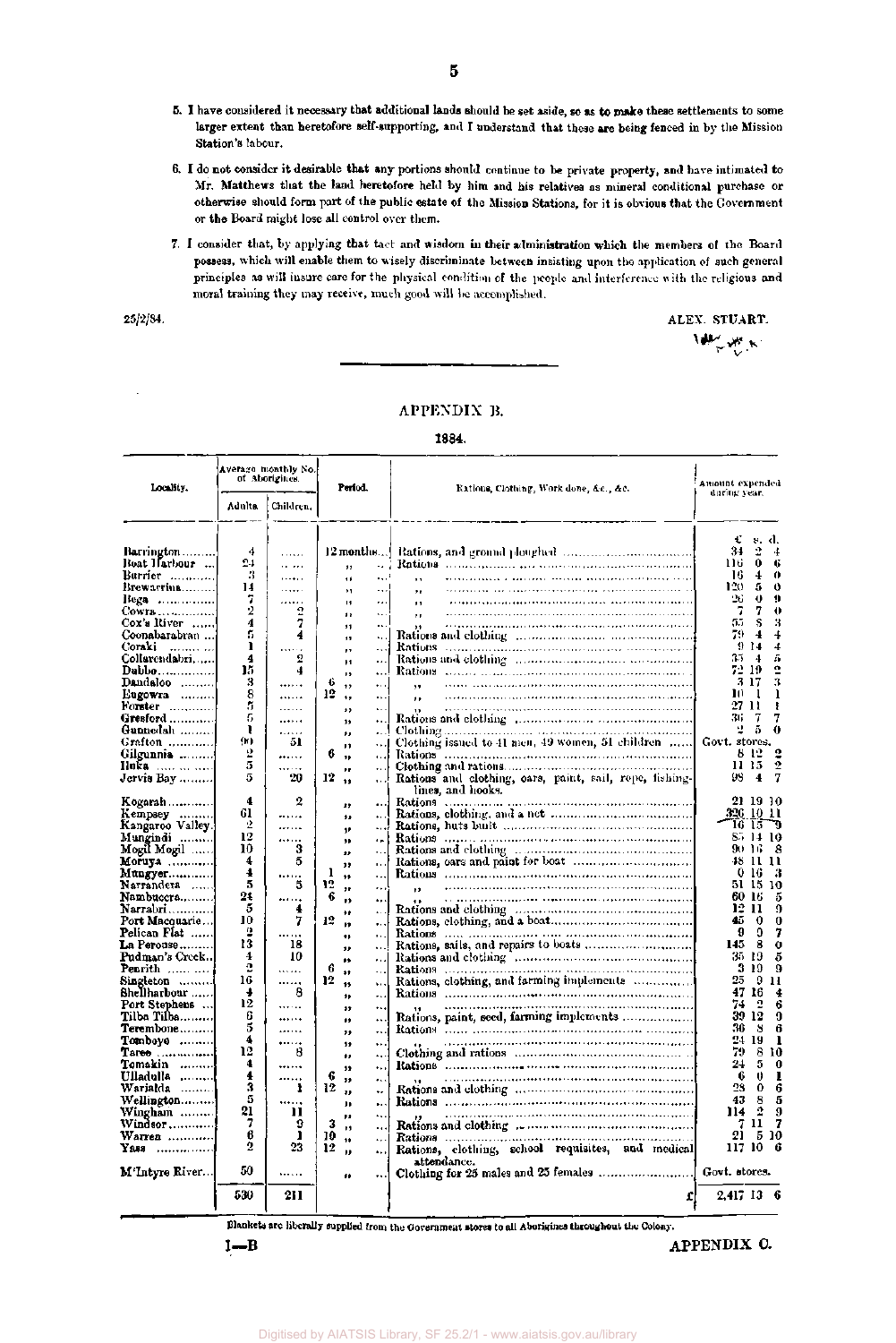5. I have considered it necessary that additional lands should be set aside, so as to make these settlements to some larger extent than heretofore self-supporting, and I understand that these are being fenced in by the Mission Station's labour.

6. I do not consider it desirable that any portions should continue to be private property, and have intimated to Mr. Matthews that the land heretofore held by him and his relatives as mineral conditional purchase or otherwise should form part of the public estate of the Mission Stations, for it is obvious that the Government or the Board might lose all control over them.

7. I consider that, by applying that tact and wisdom in their administration which the members of the Board possess, which will enable them to wisely discriminate between insisting upon the application of such general principles as will insure care for the physical condition of the people and interference with the religious and moral training they may receive, much good will be accomplished.

25/2/84.

ALEX. STUART.

---

## APPENDIX B.

### 1884.

| Locality. | Average monthly No. of Aborigines. | | Period. | Rations, Clothing, Work done, &c., &c. | Amount expended during year. |
|---|---|---|---|---|---|
| | Adults. | Children. | | | £ s. d. |
| Barrington | 4 | ...... | 12 months | Rations, and ground ploughed | 34 2 4 |
| Boat Harbour | 24 | ...... | ,, | Rations | 116 0 6 |
| Burrier | 3 | ...... | ,, | ,, | 16 4 0 |
| Brewarrina | 14 | ...... | ,, | ,, | 120 5 0 |
| Bega | 7 | ...... | ,, | ,, | 26 0 9 |
| Cowra | 2 | 2 | ,, | ,, | 7 7 0 |
| Cox's River | 4 | 7 | ,, | ,, | 55 8 3 |
| Coonabarabran | 5 | 4 | ,, | Rations and clothing | 79 4 4 |
| Coraki | 1 | ...... | ,, | Rations | 9 14 4 |
| Collarendabri | 4 | 2 | ,, | Rations and clothing | 35 4 5 |
| Dubbo | 15 | 4 | ,, | Rations | 72 19 2 |
| Dandaloo | 3 | ...... | 6 ,, | ,, | 3 17 3 |
| Eugowra | 8 | ...... | 12 ,, | ,, | 10 1 1 |
| Forster | 5 | ...... | ,, | ,, | 27 11 1 |
| Gresford | 5 | ...... | ,, | Rations and clothing | 36 7 7 |
| Gunnedah | 1 | ...... | ,, | Clothing | 2 5 0 |
| Grafton | 90 | 51 | ,, | Clothing issued to 41 men, 49 women, 51 children | Govt. stores. |
| Gilgunnia | 2 | ...... | 6 ,, | Rations | 8 12 2 |
| Iluka | 5 | ...... | ,, | Clothing and rations | 11 15 2 |
| Jervis Bay | 5 | 20 | 12 ,, | Rations and clothing, oars, paint, sail, rope, fishing-lines, and hooks. | 98 4 7 |
| Kogarah | 4 | 2 | ,, | Rations | 21 19 10 |
| Kempsey | 61 | ...... | ,, | Rations, clothing, and a net | 326 10 11 |
| Kangaroo Valley | 2 | ...... | ,, | Rations, huts built | 16 15 9 |
| Mungindi | 12 | ...... | ,, | Rations | 85 14 10 |
| Mogil Mogil | 10 | 3 | ,, | Rations and clothing | 90 16 8 |
| Moruya | 4 | 5 | ,, | Rations, oars and paint for boat | 48 11 11 |
| Mungyer | 4 | ...... | 1 ,, | Rations | 0 16 3 |
| Narrandera | 5 | 5 | 12 ,, | ,, | 51 15 10 |
| Nambuccra | 24 | ...... | 6 ,, | ,, | 60 16 5 |
| Narrabri | 5 | 4 | ,, | Rations and clothing | 12 11 9 |
| Port Macquarie | 10 | 7 | 12 ,, | Rations, clothing, and a boat | 45 0 0 |
| Pelican Flat | 2 | ...... | ,, | Rations | 9 0 7 |
| La Perouse | 13 | 18 | ,, | Rations, sails, and repairs to boats | 145 8 0 |
| Pudman's Creek | 4 | 10 | ,, | Rations and clothing | 35 19 5 |
| Penrith | 2 | ...... | 6 ,, | Rations | 3 19 9 |
| Singleton | 16 | ...... | 12 ,, | Rations, clothing, and farming implements | 25 9 11 |
| Shellharbour | 4 | 8 | ,, | Rations | 47 16 4 |
| Port Stephens | 12 | ...... | ,, | ,, | 74 2 6 |
| Tilba Tilba | 6 | ...... | ,, | Rations, paint, seed, farming implements | 39 12 9 |
| Terembone | 5 | ...... | ,, | Rations | 36 8 6 |
| Tomboye | 4 | ...... | ,, | ,, | 24 19 1 |
| Taree | 12 | 8 | ,, | Clothing and rations | 79 8 10 |
| Tomakin | 4 | ...... | ,, | Rations | 24 5 0 |
| Ulladulla | 4 | ...... | 6 ,, | ,, | 6 0 1 |
| Warialda | 3 | 1 | 12 ,, | Rations and clothing | 28 0 6 |
| Wellington | 5 | ...... | ,, | Rations | 43 8 5 |
| Wingham | 21 | 11 | ,, | ,, | 114 2 9 |
| Windsor | 7 | 9 | 3 ,, | Rations and clothing | 7 11 7 |
| Warren | 6 | 1 | 10 ,, | Rations | 21 5 10 |
| Yass | 2 | 23 | 12 ,, | Rations, clothing, school requisites, and medical attendance. | 117 10 6 |
| M'Intyre River | 50 | ...... | ,, | Clothing for 25 males and 25 females | Govt. stores. |
| | 530 | 211 | | £ | 2,417 13 6 |

Blankets are liberally supplied from the Government stores to all Aborigines throughout the Colony.

I—B

APPENDIX C.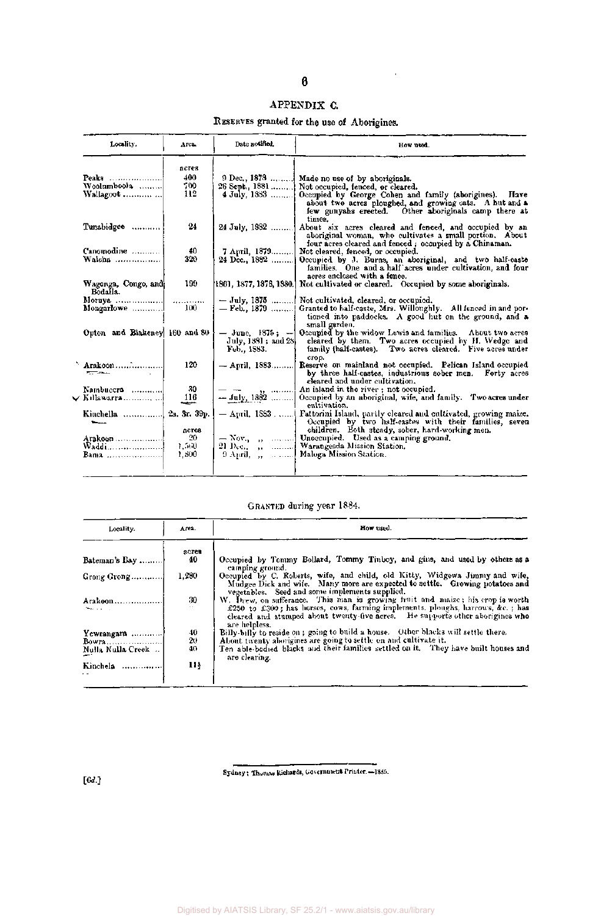## APPENDIX C.

RESERVES granted for the use of Aborigines.

| Locality. | Area. | Date notified. | How used. |
|---|---|---|---|
| | acres | | |
| Peaks | 400 | 9 Dec., 1878 | Made no use of by aboriginals. |
| Woolumboola | 700 | 26 Sept., 1881 | Not occupied, fenced, or cleared. |
| Wallagoot | 112 | 4 July, 1883 | Occupied by George Cohen and family (aborigines). Have about two acres ploughed, and growing oats. A hut and a few gunyahs erected. Other aboriginals camp there at times. |
| Tunabidgee | 24 | 24 July, 1882 | About six acres cleared and fenced, and occupied by an aboriginal woman, who cultivates a small portion. About four acres cleared and fenced; occupied by a Chinaman. |
| Canomodine | 40 | 7 April, 1879 | Not cleared, fenced, or occupied. |
| Walcha | 320 | 24 Dec., 1882 | Occupied by J. Burns, an aboriginal, and two half-caste families. One and a half acres under cultivation, and four acres enclosed with a fence. |
| Wagonga, Congo, and Bodalla. | 199 | 1861, 1877, 1878, 1880. | Not cultivated or cleared. Occupied by some aboriginals. |
| Moruya | ............ | — July, 1878 | Not cultivated, cleared, or occupied. |
| Mongarlowe | 100 | — Feb., 1879 | Granted to half-caste, Mrs. Willoughby. All fenced in and portioned into paddocks. A good hut on the ground, and a small garden. |
| Upton and Blakeney | 160 and 80 | — June, 1879; — July, 1881; and 28 Feb., 1883. | Occupied by the widow Lewis and families. About two acres cleared by them. Two acres occupied by H. Wedge and family (half-castes). Two acres cleared. Five acres under crop. |
| Arakoon | 120 | — April, 1883 | Reserve on mainland not occupied. Pelican Island occupied by three half-castes, industrious sober men. Forty acres cleared and under cultivation. |
| Nambuccra | 30 | — — ,, | An island in the river; not occupied. |
| Killawarra | 116 | — July, 1882 | Occupied by an aboriginal, wife, and family. Two acres under cultivation. |
| Kinchella | 2a. 3r. 39p. | — April, 1883 | Fattorini Island, partly cleared and cultivated, growing maize. Occupied by two half-castes with their families, seven children. Both steady, sober, hard-working men. |
| | acres | | |
| Arakoon | 20 | — Nov., ,, | Unoccupied. Used as a camping ground. |
| Waddi | 1,360 | 21 Dec., ,, | Warangesda Mission Station. |
| Bama | 1,800 | 9 April, ,, | Maloga Mission Station. |

GRANTED during year 1884.

| Locality. | Area. | How used. |
|---|---|---|
| | acres | |
| Bateman's Bay | 40 | Occupied by Tommy Bollard, Tommy Tinboy, and gins, and used by others as a camping ground. |
| Grong Grong | 1,280 | Occupied by C. Roberts, wife, and child, old Kitty, Widgewa Jimmy and wife, Mudgee Dick and wife. Many more are expected to settle. Growing potatoes and vegetables. Seed and some implements supplied. |
| Arakoon | 30 | W. Drew, on sufferance. This man is growing fruit and maize; his crop is worth £250 to £300; has horses, cows, farming implements, ploughs, harrows, &c.; has cleared and stumped about twenty-five acres. He supports other aborigines who are helpless. |
| Yewrangara | 40 | Billy-billy to reside on; going to build a house. Other blacks will settle there. |
| Bowra | 20 | About twenty aborigines are going to settle on and cultivate it. |
| Nulla Nulla Creek | 40 | Ten able-bodied blacks and their families settled on it. They have built houses and are clearing. |
| Kinchela | 11½ | |

[6d.]

Sydney: Thomas Richards, Government Printer.—1885.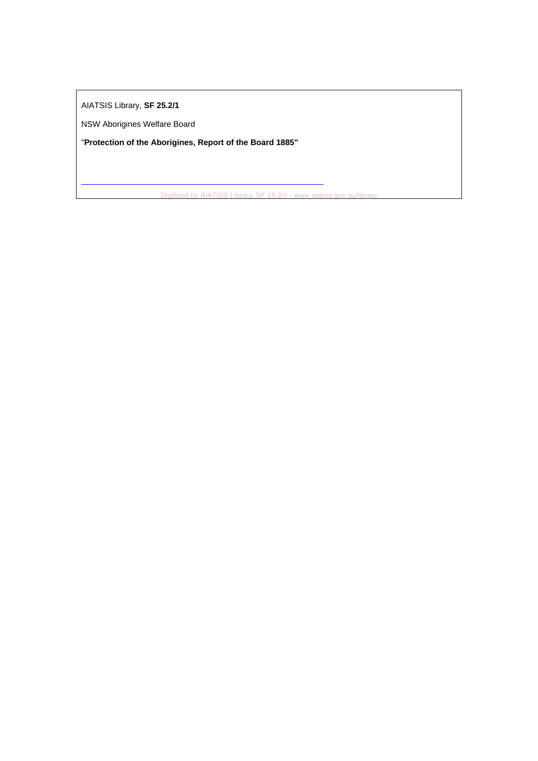AIATSIS Library, **SF 25.2/1**

NSW Aborigines Welfare Board

"**Protection of the Aborigines, Report of the Board 1885"**

---

Digitised by AIATSIS Library, SF 25.2/1 - www.aiatsis.gov.au/library